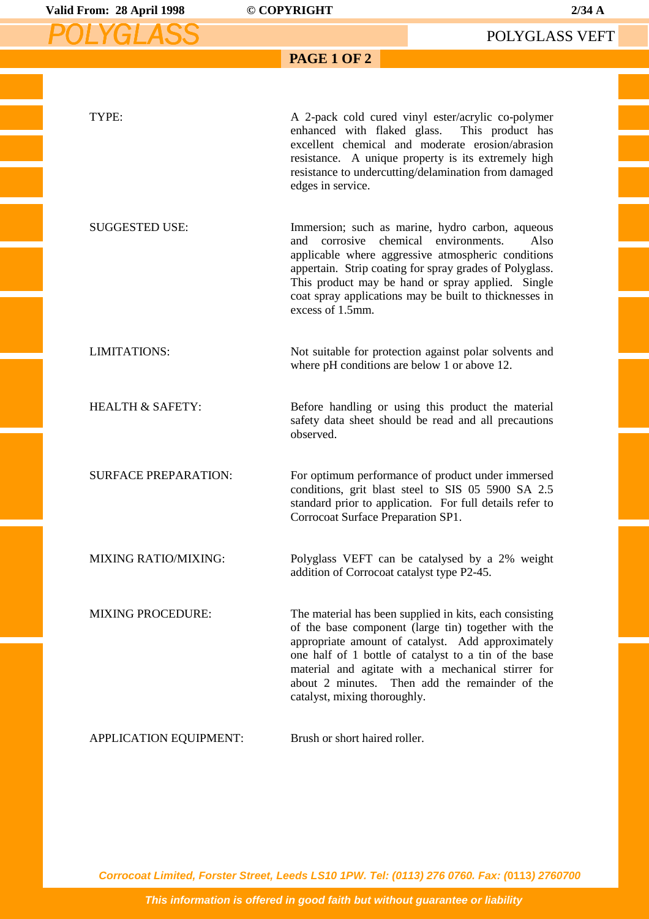# POLYGLASS

## POLYGLASS VEFT

| | |
|---|---|
| TYPE: | A 2-pack cold cured vinyl ester/acrylic co-polymer enhanced with flaked glass. This product has excellent chemical and moderate erosion/abrasion resistance. A unique property is its extremely high resistance to undercutting/delamination from damaged edges in service. |
| SUGGESTED USE: | Immersion; such as marine, hydro carbon, aqueous and corrosive chemical environments. Also applicable where aggressive atmospheric conditions appertain. Strip coating for spray grades of Polyglass. This product may be hand or spray applied. Single coat spray applications may be built to thicknesses in excess of 1.5mm. |
| LIMITATIONS: | Not suitable for protection against polar solvents and where pH conditions are below 1 or above 12. |
| HEALTH & SAFETY: | Before handling or using this product the material safety data sheet should be read and all precautions observed. |
| SURFACE PREPARATION: | For optimum performance of product under immersed conditions, grit blast steel to SIS 05 5900 SA 2.5 standard prior to application. For full details refer to Corrocoat Surface Preparation SP1. |
| MIXING RATIO/MIXING: | Polyglass VEFT can be catalysed by a 2% weight addition of Corrocoat catalyst type P2-45. |
| MIXING PROCEDURE: | The material has been supplied in kits, each consisting of the base component (large tin) together with the appropriate amount of catalyst. Add approximately one half of 1 bottle of catalyst to a tin of the base material and agitate with a mechanical stirrer for about 2 minutes. Then add the remainder of the catalyst, mixing thoroughly. |
| APPLICATION EQUIPMENT: | Brush or short haired roller. |

*Corrocoat Limited, Forster Street, Leeds LS10 1PW. Tel: (0113) 276 0760. Fax: (0113) 2760700*

*This information is offered in good faith but without guarantee or liability*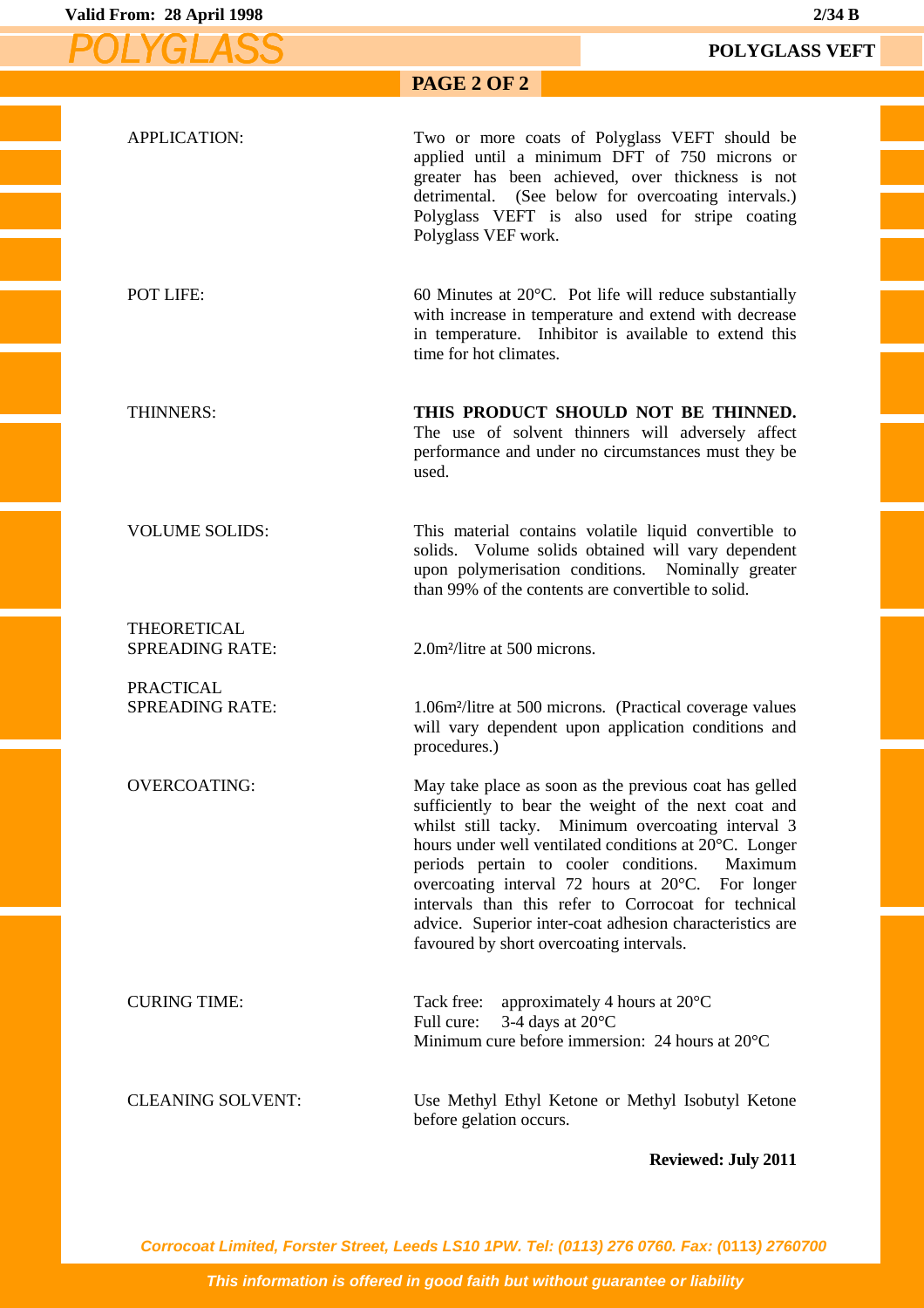| | |
|---|---|
| APPLICATION: | Two or more coats of Polyglass VEFT should be applied until a minimum DFT of 750 microns or greater has been achieved, over thickness is not detrimental. (See below for overcoating intervals.) Polyglass VEFT is also used for stripe coating Polyglass VEF work. |
| POT LIFE: | 60 Minutes at 20°C. Pot life will reduce substantially with increase in temperature and extend with decrease in temperature. Inhibitor is available to extend this time for hot climates. |
| THINNERS: | **THIS PRODUCT SHOULD NOT BE THINNED.** The use of solvent thinners will adversely affect performance and under no circumstances must they be used. |
| VOLUME SOLIDS: | This material contains volatile liquid convertible to solids. Volume solids obtained will vary dependent upon polymerisation conditions. Nominally greater than 99% of the contents are convertible to solid. |
| THEORETICAL SPREADING RATE: | 2.0m²/litre at 500 microns. |
| PRACTICAL SPREADING RATE: | 1.06m²/litre at 500 microns. (Practical coverage values will vary dependent upon application conditions and procedures.) |
| OVERCOATING: | May take place as soon as the previous coat has gelled sufficiently to bear the weight of the next coat and whilst still tacky. Minimum overcoating interval 3 hours under well ventilated conditions at 20°C. Longer periods pertain to cooler conditions. Maximum overcoating interval 72 hours at 20°C. For longer intervals than this refer to Corrocoat for technical advice. Superior inter-coat adhesion characteristics are favoured by short overcoating intervals. |
| CURING TIME: | Tack free: approximately 4 hours at 20°C<br>Full cure: 3-4 days at 20°C<br>Minimum cure before immersion: 24 hours at 20°C |
| CLEANING SOLVENT: | Use Methyl Ethyl Ketone or Methyl Isobutyl Ketone before gelation occurs. |

**Reviewed: July 2011**

*Corrocoat Limited, Forster Street, Leeds LS10 1PW. Tel: (0113) 276 0760. Fax: (0113) 2760700*

*This information is offered in good faith but without guarantee or liability*